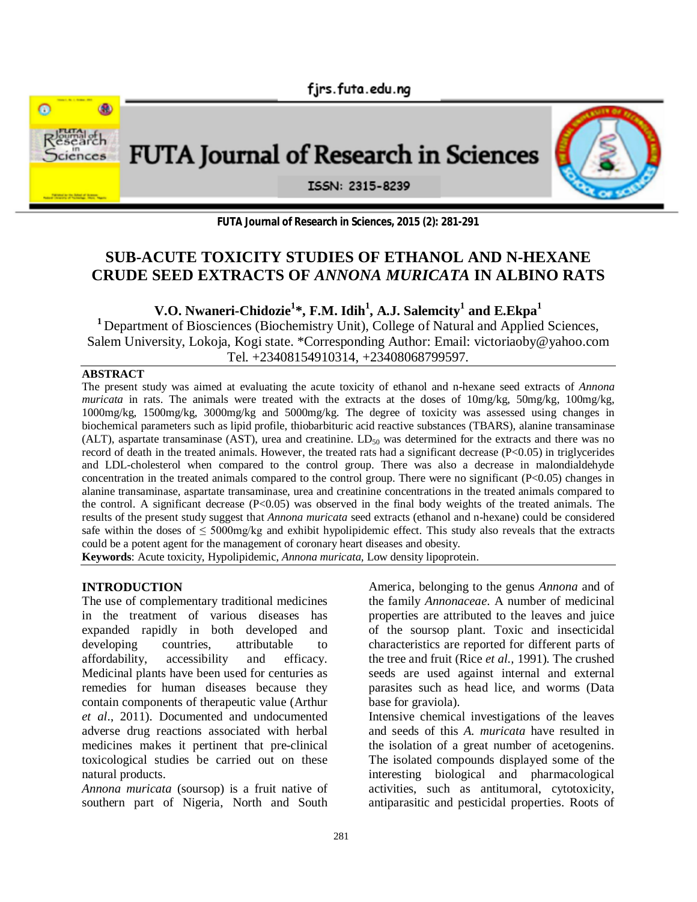# SUB-ACUTE TOXICITY STUDIES OF ETHANOL AND N-HEXANE CRUDE SEED EXTRACTS OF *ANNONA MURICATA* IN ALBINO RATS

**V.O. Nwaneri-Chidozie[1]\*, F.M. Idih[1], A.J. Salemcity[1] and E.Ekpa[1]**

[1] Department of Biosciences (Biochemistry Unit), College of Natural and Applied Sciences, Salem University, Lokoja, Kogi state. \*Corresponding Author: Email: victoriaoby@yahoo.com Tel. +23408154910314, +23408068799597.

## ABSTRACT

The present study was aimed at evaluating the acute toxicity of ethanol and n-hexane seed extracts of *Annona muricata* in rats. The animals were treated with the extracts at the doses of 10mg/kg, 50mg/kg, 100mg/kg, 1000mg/kg, 1500mg/kg, 3000mg/kg and 5000mg/kg. The degree of toxicity was assessed using changes in biochemical parameters such as lipid profile, thiobarbituric acid reactive substances (TBARS), alanine transaminase (ALT), aspartate transaminase (AST), urea and creatinine. $LD_{50}$ was determined for the extracts and there was no record of death in the treated animals. However, the treated rats had a significant decrease ($P<0.05$) in triglycerides and LDL-cholesterol when compared to the control group. There was also a decrease in malondialdehyde concentration in the treated animals compared to the control group. There were no significant ($P<0.05$) changes in alanine transaminase, aspartate transaminase, urea and creatinine concentrations in the treated animals compared to the control. A significant decrease ($P<0.05$) was observed in the final body weights of the treated animals. The results of the present study suggest that *Annona muricata* seed extracts (ethanol and n-hexane) could be considered safe within the doses of $\leq$ 5000mg/kg and exhibit hypolipidemic effect. This study also reveals that the extracts could be a potent agent for the management of coronary heart diseases and obesity.

**Keywords**: Acute toxicity, Hypolipidemic, *Annona muricata*, Low density lipoprotein.

## INTRODUCTION

The use of complementary traditional medicines in the treatment of various diseases has expanded rapidly in both developed and developing countries, attributable to affordability, accessibility and efficacy. Medicinal plants have been used for centuries as remedies for human diseases because they contain components of therapeutic value (Arthur *et al*., 2011). Documented and undocumented adverse drug reactions associated with herbal medicines makes it pertinent that pre-clinical toxicological studies be carried out on these natural products.

*Annona muricata* (soursop) is a fruit native of southern part of Nigeria, North and South America, belonging to the genus *Annona* and of the family *Annonaceae*. A number of medicinal properties are attributed to the leaves and juice of the soursop plant. Toxic and insecticidal characteristics are reported for different parts of the tree and fruit (Rice *et al.,* 1991). The crushed seeds are used against internal and external parasites such as head lice, and worms (Data base for graviola).

Intensive chemical investigations of the leaves and seeds of this *A. muricata* have resulted in the isolation of a great number of acetogenins. The isolated compounds displayed some of the interesting biological and pharmacological activities, such as antitumoral, cytotoxicity, antiparasitic and pesticidal properties. Roots of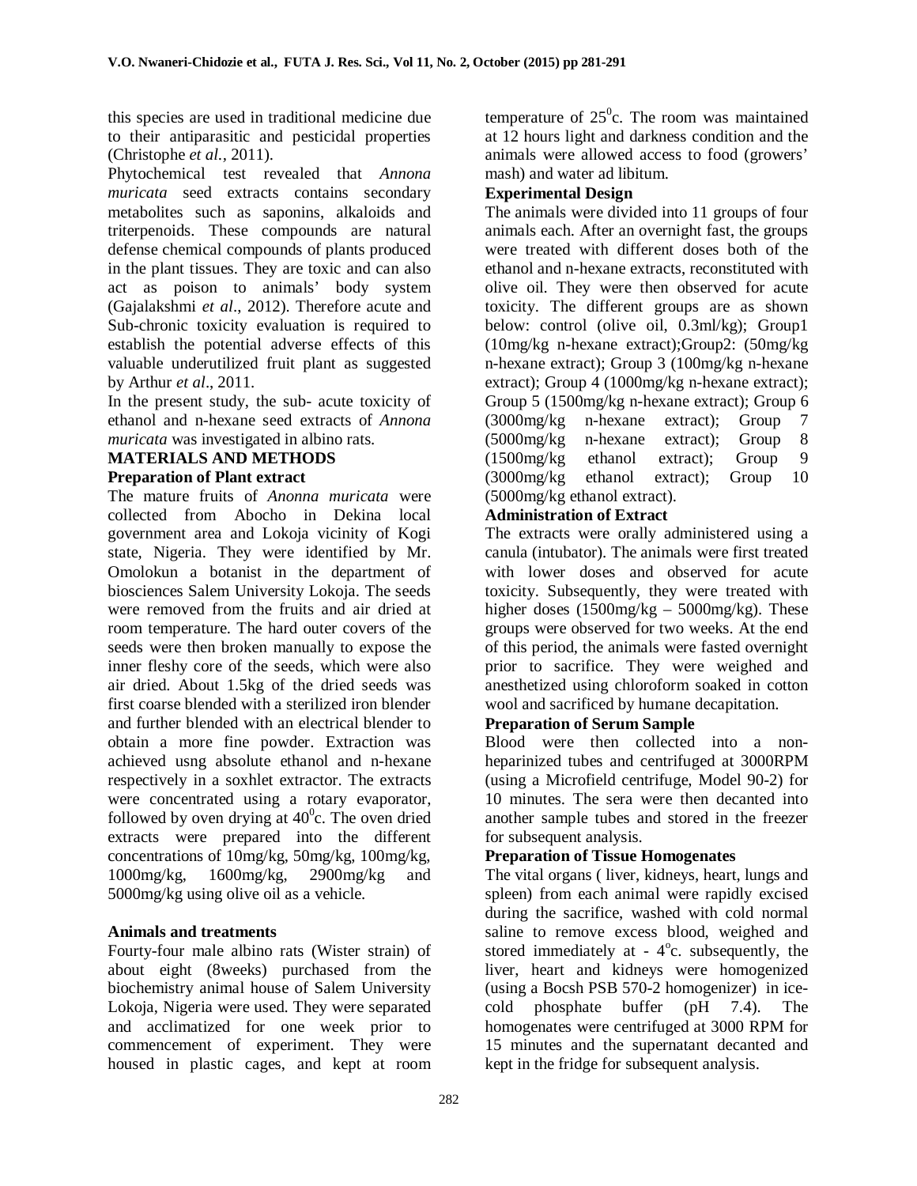this species are used in traditional medicine due to their antiparasitic and pesticidal properties (Christophe *et al.,* 2011).

Phytochemical test revealed that *Annona muricata* seed extracts contains secondary metabolites such as saponins, alkaloids and triterpenoids. These compounds are natural defense chemical compounds of plants produced in the plant tissues. They are toxic and can also act as poison to animals' body system (Gajalakshmi *et al*., 2012). Therefore acute and Sub-chronic toxicity evaluation is required to establish the potential adverse effects of this valuable underutilized fruit plant as suggested by Arthur *et al*., 2011.

In the present study, the sub- acute toxicity of ethanol and n-hexane seed extracts of *Annona muricata* was investigated in albino rats.

## MATERIALS AND METHODS

### Preparation of Plant extract

The mature fruits of *Anonna muricata* were collected from Abocho in Dekina local government area and Lokoja vicinity of Kogi state, Nigeria. They were identified by Mr. Omolokun a botanist in the department of biosciences Salem University Lokoja. The seeds were removed from the fruits and air dried at room temperature. The hard outer covers of the seeds were then broken manually to expose the inner fleshy core of the seeds, which were also air dried. About 1.5kg of the dried seeds was first coarse blended with a sterilized iron blender and further blended with an electrical blender to obtain a more fine powder. Extraction was achieved usng absolute ethanol and n-hexane respectively in a soxhlet extractor. The extracts were concentrated using a rotary evaporator, followed by oven drying at $40^0$c. The oven dried extracts were prepared into the different concentrations of 10mg/kg, 50mg/kg, 100mg/kg, 1000mg/kg, 1600mg/kg, 2900mg/kg and 5000mg/kg using olive oil as a vehicle.

### Animals and treatments

Fourty-four male albino rats (Wister strain) of about eight (8weeks) purchased from the biochemistry animal house of Salem University Lokoja, Nigeria were used. They were separated and acclimatized for one week prior to commencement of experiment. They were housed in plastic cages, and kept at room temperature of $25^0$c. The room was maintained at 12 hours light and darkness condition and the animals were allowed access to food (growers' mash) and water ad libitum.

### Experimental Design

The animals were divided into 11 groups of four animals each. After an overnight fast, the groups were treated with different doses both of the ethanol and n-hexane extracts, reconstituted with olive oil. They were then observed for acute toxicity. The different groups are as shown below: control (olive oil, 0.3ml/kg); Group1 (10mg/kg n-hexane extract);Group2: (50mg/kg n-hexane extract); Group 3 (100mg/kg n-hexane extract); Group 4 (1000mg/kg n-hexane extract); Group 5 (1500mg/kg n-hexane extract); Group 6 (3000mg/kg n-hexane extract); Group 7 (5000mg/kg n-hexane extract); Group 8 (1500mg/kg ethanol extract); Group 9 (3000mg/kg ethanol extract); Group 10 (5000mg/kg ethanol extract).

### Administration of Extract

The extracts were orally administered using a canula (intubator). The animals were first treated with lower doses and observed for acute toxicity. Subsequently, they were treated with higher doses (1500mg/kg – 5000mg/kg). These groups were observed for two weeks. At the end of this period, the animals were fasted overnight prior to sacrifice. They were weighed and anesthetized using chloroform soaked in cotton wool and sacrificed by humane decapitation.

### Preparation of Serum Sample

Blood were then collected into a non-heparinized tubes and centrifuged at 3000RPM (using a Microfield centrifuge, Model 90-2) for 10 minutes. The sera were then decanted into another sample tubes and stored in the freezer for subsequent analysis.

### Preparation of Tissue Homogenates

The vital organs ( liver, kidneys, heart, lungs and spleen) from each animal were rapidly excised during the sacrifice, washed with cold normal saline to remove excess blood, weighed and stored immediately at - $4^o$c. subsequently, the liver, heart and kidneys were homogenized (using a Bocsh PSB 570-2 homogenizer) in ice-cold phosphate buffer (pH 7.4). The homogenates were centrifuged at 3000 RPM for 15 minutes and the supernatant decanted and kept in the fridge for subsequent analysis.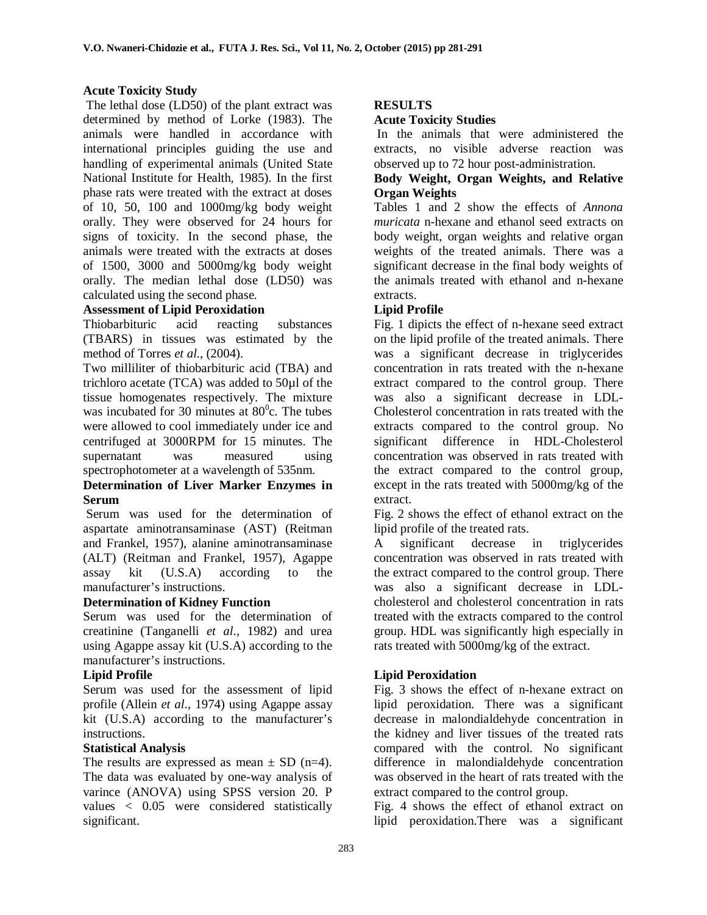### Acute Toxicity Study

The lethal dose (LD50) of the plant extract was determined by method of Lorke (1983). The animals were handled in accordance with international principles guiding the use and handling of experimental animals (United State National Institute for Health, 1985). In the first phase rats were treated with the extract at doses of 10, 50, 100 and 1000mg/kg body weight orally. They were observed for 24 hours for signs of toxicity. In the second phase, the animals were treated with the extracts at doses of 1500, 3000 and 5000mg/kg body weight orally. The median lethal dose (LD50) was calculated using the second phase.

### Assessment of Lipid Peroxidation

Thiobarbituric acid reacting substances (TBARS) in tissues was estimated by the method of Torres *et al.*, (2004).

Two milliliter of thiobarbituric acid (TBA) and trichloro acetate (TCA) was added to 50µl of the tissue homogenates respectively. The mixture was incubated for 30 minutes at $80^0$c. The tubes were allowed to cool immediately under ice and centrifuged at 3000RPM for 15 minutes. The supernatant was measured using spectrophotometer at a wavelength of 535nm.

### Determination of Liver Marker Enzymes in Serum

Serum was used for the determination of aspartate aminotransaminase (AST) (Reitman and Frankel, 1957), alanine aminotransaminase (ALT) (Reitman and Frankel, 1957), Agappe assay kit (U.S.A) according to the manufacturer's instructions.

### Determination of Kidney Function

Serum was used for the determination of creatinine (Tanganelli *et al.*, 1982) and urea using Agappe assay kit (U.S.A) according to the manufacturer's instructions.

### Lipid Profile

Serum was used for the assessment of lipid profile (Allein *et al.*, 1974) using Agappe assay kit (U.S.A) according to the manufacturer's instructions.

### Statistical Analysis

The results are expressed as mean ± SD (n=4). The data was evaluated by one-way analysis of varince (ANOVA) using SPSS version 20. P values < 0.05 were considered statistically significant.

## RESULTS

### Acute Toxicity Studies

In the animals that were administered the extracts, no visible adverse reaction was observed up to 72 hour post-administration.

### Body Weight, Organ Weights, and Relative Organ Weights

Tables 1 and 2 show the effects of *Annona muricata* n-hexane and ethanol seed extracts on body weight, organ weights and relative organ weights of the treated animals. There was a significant decrease in the final body weights of the animals treated with ethanol and n-hexane extracts.

### Lipid Profile

Fig. 1 dipicts the effect of n-hexane seed extract on the lipid profile of the treated animals. There was a significant decrease in triglycerides concentration in rats treated with the n-hexane extract compared to the control group. There was also a significant decrease in LDL-Cholesterol concentration in rats treated with the extracts compared to the control group. No significant difference in HDL-Cholesterol concentration was observed in rats treated with the extract compared to the control group, except in the rats treated with 5000mg/kg of the extract.

Fig. 2 shows the effect of ethanol extract on the lipid profile of the treated rats.

A significant decrease in triglycerides concentration was observed in rats treated with the extract compared to the control group. There was also a significant decrease in LDL-cholesterol and cholesterol concentration in rats treated with the extracts compared to the control group. HDL was significantly high especially in rats treated with 5000mg/kg of the extract.

### Lipid Peroxidation

Fig. 3 shows the effect of n-hexane extract on lipid peroxidation. There was a significant decrease in malondialdehyde concentration in the kidney and liver tissues of the treated rats compared with the control. No significant difference in malondialdehyde concentration was observed in the heart of rats treated with the extract compared to the control group.

Fig. 4 shows the effect of ethanol extract on lipid peroxidation.There was a significant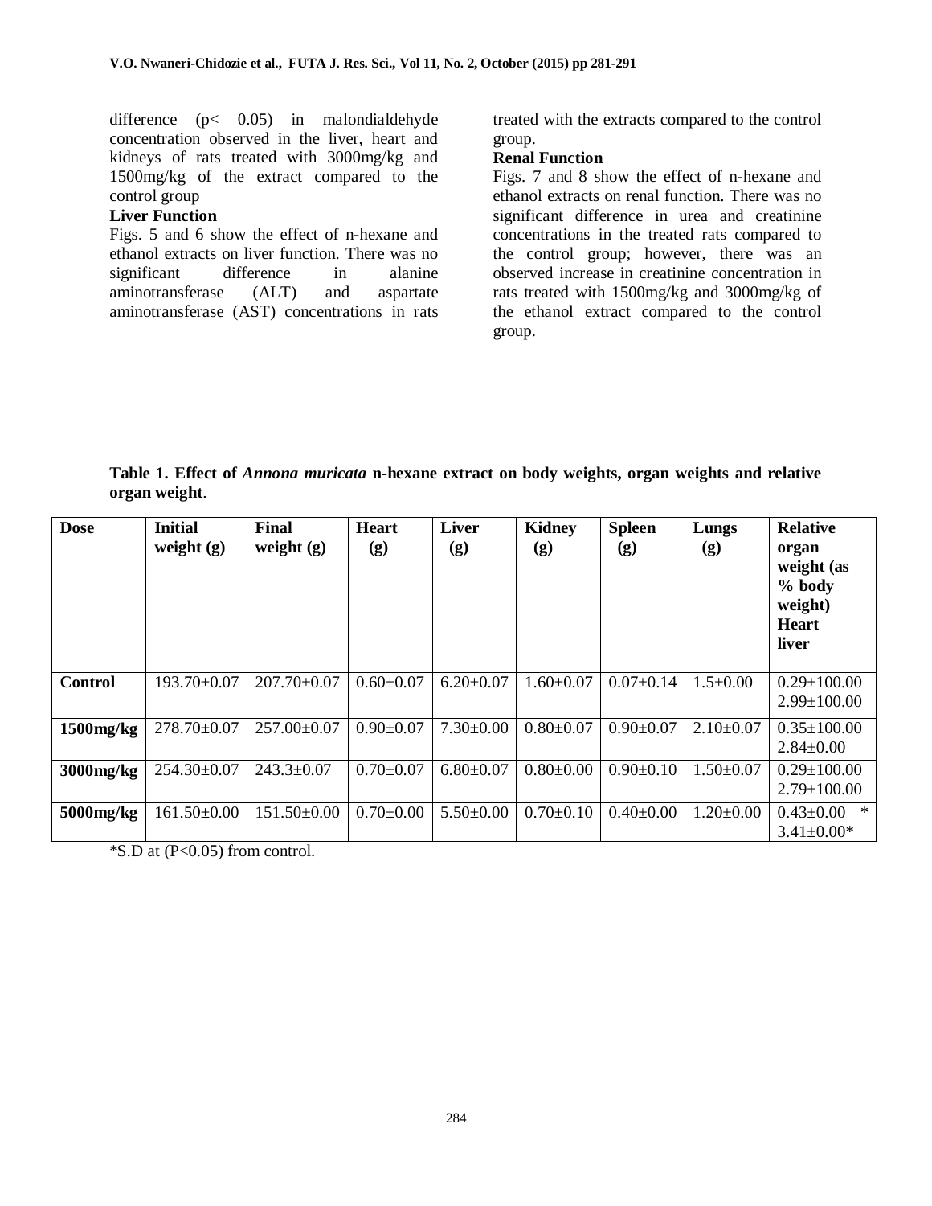difference ($p< 0.05$) in malondialdehyde concentration observed in the liver, heart and kidneys of rats treated with 3000mg/kg and 1500mg/kg of the extract compared to the control group

**Liver Function**

Figs. 5 and 6 show the effect of n-hexane and ethanol extracts on liver function. There was no significant difference in alanine aminotransferase (ALT) and aspartate aminotransferase (AST) concentrations in rats treated with the extracts compared to the control group.

**Renal Function**

Figs. 7 and 8 show the effect of n-hexane and ethanol extracts on renal function. There was no significant difference in urea and creatinine concentrations in the treated rats compared to the control group; however, there was an observed increase in creatinine concentration in rats treated with 1500mg/kg and 3000mg/kg of the ethanol extract compared to the control group.

**Table 1. Effect of *Annona muricata* n-hexane extract on body weights, organ weights and relative organ weight**.

| Dose | Initial weight (g) | Final weight (g) | Heart (g) | Liver (g) | Kidney (g) | Spleen (g) | Lungs (g) | Relative organ weight (as % body weight) Heart liver |
|---|---|---|---|---|---|---|---|---|
| **Control** | 193.70±0.07 | 207.70±0.07 | 0.60±0.07 | 6.20±0.07 | 1.60±0.07 | 0.07±0.14 | 1.5±0.00 | 0.29±100.00<br>2.99±100.00 |
| **1500mg/kg** | 278.70±0.07 | 257.00±0.07 | 0.90±0.07 | 7.30±0.00 | 0.80±0.07 | 0.90±0.07 | 2.10±0.07 | 0.35±100.00<br>2.84±0.00 |
| **3000mg/kg** | 254.30±0.07 | 243.3±0.07 | 0.70±0.07 | 6.80±0.07 | 0.80±0.00 | 0.90±0.10 | 1.50±0.07 | 0.29±100.00<br>2.79±100.00 |
| **5000mg/kg** | 161.50±0.00 | 151.50±0.00 | 0.70±0.00 | 5.50±0.00 | 0.70±0.10 | 0.40±0.00 | 1.20±0.00 | 0.43±0.00 *<br>3.41±0.00* |

*S.D at (P<0.05) from control.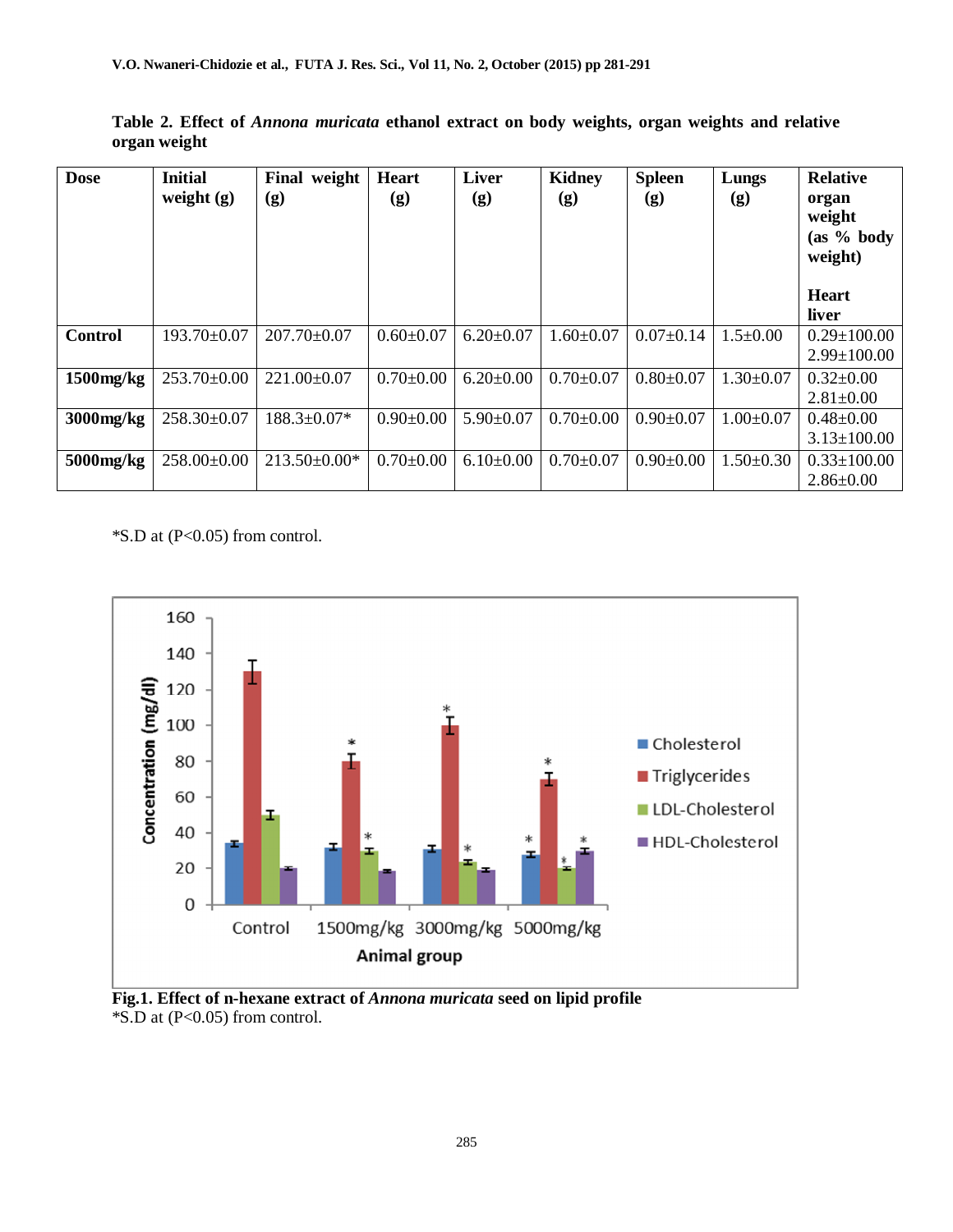**Table 2. Effect of *Annona muricata* ethanol extract on body weights, organ weights and relative organ weight**

| Dose | Initial weight (g) | Final weight (g) | Heart (g) | Liver (g) | Kidney (g) | Spleen (g) | Lungs (g) | Relative organ weight (as % body weight) Heart liver |
|---|---|---|---|---|---|---|---|---|
| **Control** | 193.70±0.07 | 207.70±0.07 | 0.60±0.07 | 6.20±0.07 | 1.60±0.07 | 0.07±0.14 | 1.5±0.00 | 0.29±100.00 2.99±100.00 |
| **1500mg/kg** | 253.70±0.00 | 221.00±0.07 | 0.70±0.00 | 6.20±0.00 | 0.70±0.07 | 0.80±0.07 | 1.30±0.07 | 0.32±0.00 2.81±0.00 |
| **3000mg/kg** | 258.30±0.07 | 188.3±0.07* | 0.90±0.00 | 5.90±0.07 | 0.70±0.00 | 0.90±0.07 | 1.00±0.07 | 0.48±0.00 3.13±100.00 |
| **5000mg/kg** | 258.00±0.00 | 213.50±0.00* | 0.70±0.00 | 6.10±0.00 | 0.70±0.07 | 0.90±0.00 | 1.50±0.30 | 0.33±100.00 2.86±0.00 |

*S.D at (P<0.05) from control.

**Fig.1. Effect of n-hexane extract of *Annona muricata* seed on lipid profile**
*S.D at (P<0.05) from control.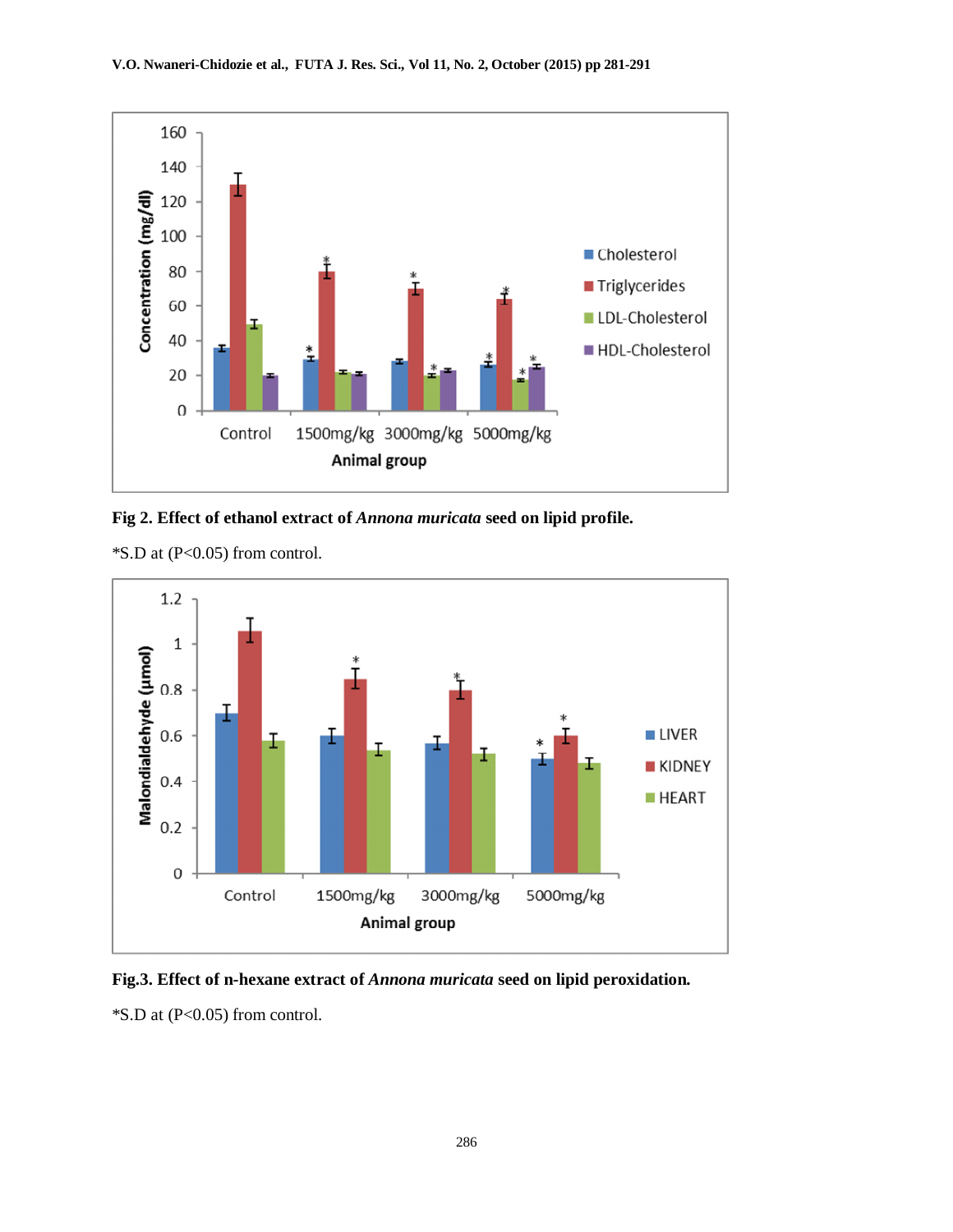Fig 2. **Effect of ethanol extract of *Annona muricata* seed on lipid profile.**

*S.D at (P<0.05) from control.

**Fig.3. Effect of n-hexane extract of *Annona muricata* seed on lipid peroxidation.**

*S.D at (P<0.05) from control.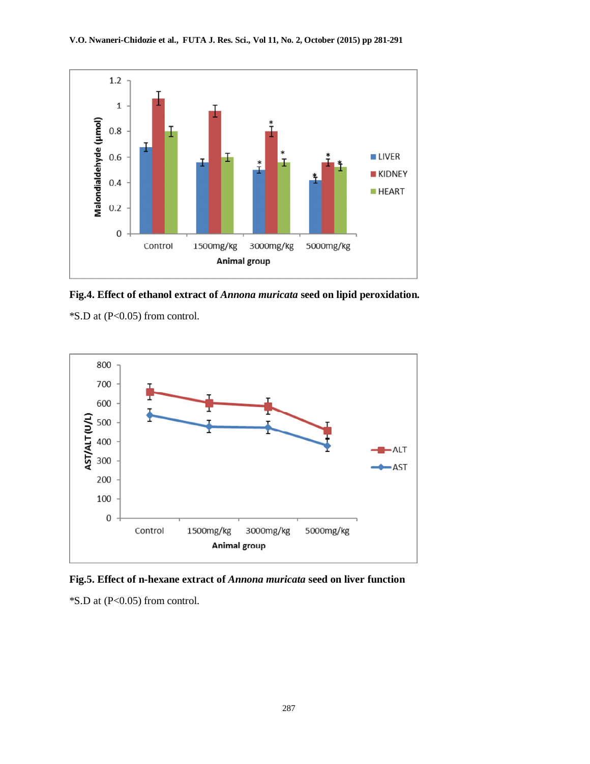**Fig.4. Effect of ethanol extract of *Annona muricata* seed on lipid peroxidation.**

*S.D at (P<0.05) from control.

**Fig.5. Effect of n-hexane extract of *Annona muricata* seed on liver function**

*S.D at (P<0.05) from control.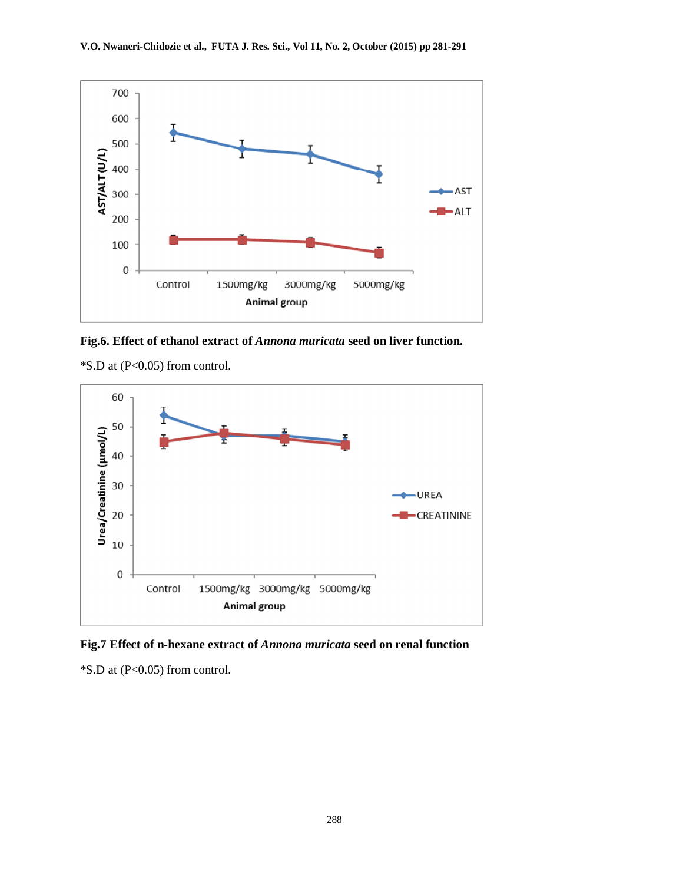Fig.6. Effect of ethanol extract of *Annona muricata* seed on liver function.

*S.D at (P<0.05) from control.

Fig.7 Effect of n-hexane extract of *Annona muricata* seed on renal function

*S.D at (P<0.05) from control.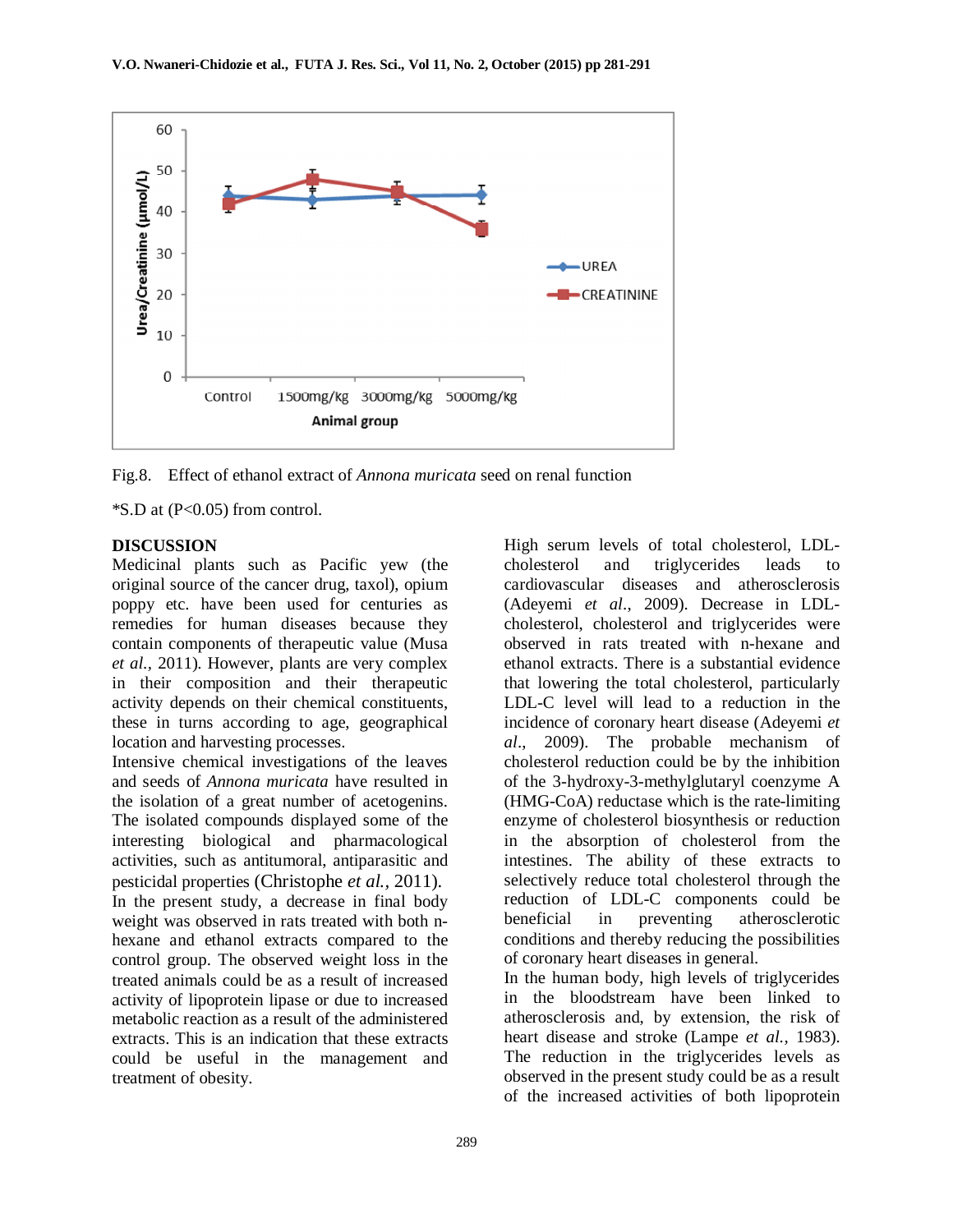Fig.8. Effect of ethanol extract of *Annona muricata* seed on renal function

*S.D at (P<0.05) from control.

## DISCUSSION

Medicinal plants such as Pacific yew (the original source of the cancer drug, taxol), opium poppy etc. have been used for centuries as remedies for human diseases because they contain components of therapeutic value (Musa *et al.*, 2011). However, plants are very complex in their composition and their therapeutic activity depends on their chemical constituents, these in turns according to age, geographical location and harvesting processes.

Intensive chemical investigations of the leaves and seeds of *Annona muricata* have resulted in the isolation of a great number of acetogenins. The isolated compounds displayed some of the interesting biological and pharmacological activities, such as antitumoral, antiparasitic and pesticidal properties (Christophe *et al.*, 2011).

In the present study, a decrease in final body weight was observed in rats treated with both n-hexane and ethanol extracts compared to the control group. The observed weight loss in the treated animals could be as a result of increased activity of lipoprotein lipase or due to increased metabolic reaction as a result of the administered extracts. This is an indication that these extracts could be useful in the management and treatment of obesity.

High serum levels of total cholesterol, LDL-cholesterol and triglycerides leads to cardiovascular diseases and atherosclerosis (Adeyemi *et al.*, 2009). Decrease in LDL-cholesterol, cholesterol and triglycerides were observed in rats treated with n-hexane and ethanol extracts. There is a substantial evidence that lowering the total cholesterol, particularly LDL-C level will lead to a reduction in the incidence of coronary heart disease (Adeyemi *et al.*, 2009). The probable mechanism of cholesterol reduction could be by the inhibition of the 3-hydroxy-3-methylglutaryl coenzyme A (HMG-CoA) reductase which is the rate-limiting enzyme of cholesterol biosynthesis or reduction in the absorption of cholesterol from the intestines. The ability of these extracts to selectively reduce total cholesterol through the reduction of LDL-C components could be beneficial in preventing atherosclerotic conditions and thereby reducing the possibilities of coronary heart diseases in general.

In the human body, high levels of triglycerides in the bloodstream have been linked to atherosclerosis and, by extension, the risk of heart disease and stroke (Lampe *et al.*, 1983). The reduction in the triglycerides levels as observed in the present study could be as a result of the increased activities of both lipoprotein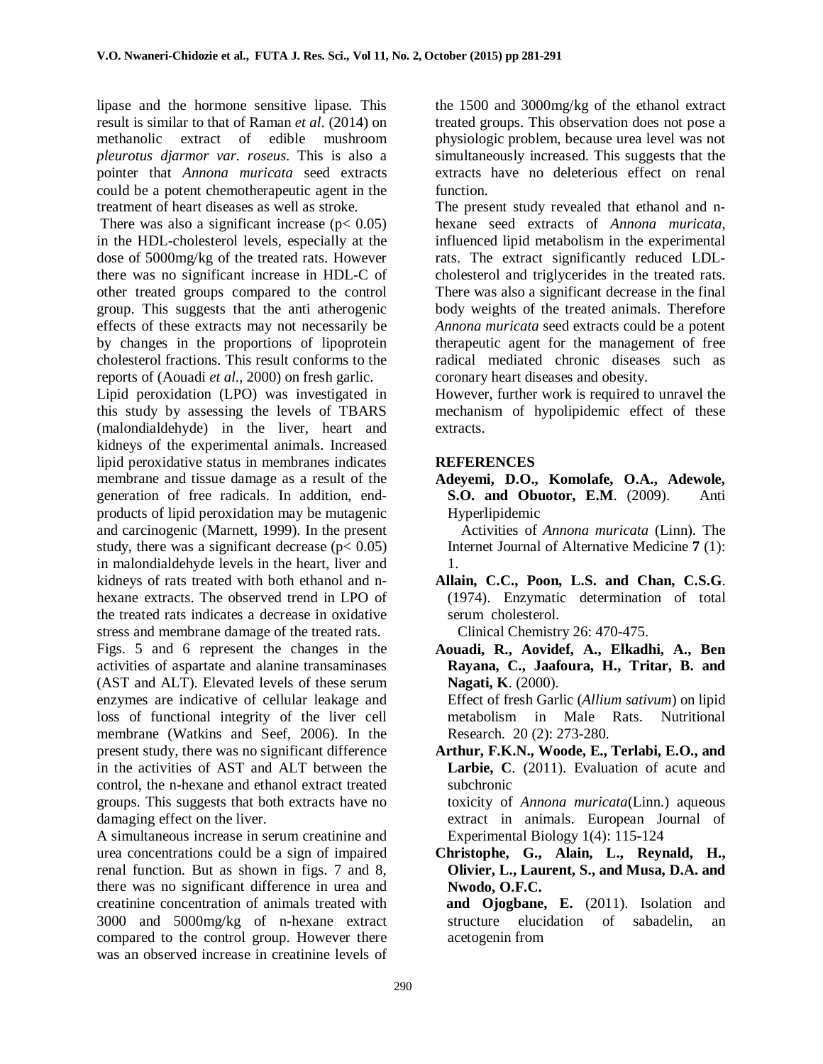lipase and the hormone sensitive lipase. This result is similar to that of Raman *et al*. (2014) on methanolic extract of edible mushroom *pleurotus djarmor var. roseus.* This is also a pointer that *Annona muricata* seed extracts could be a potent chemotherapeutic agent in the treatment of heart diseases as well as stroke.

There was also a significant increase ($p < 0.05$) in the HDL-cholesterol levels, especially at the dose of 5000mg/kg of the treated rats. However there was no significant increase in HDL-C of other treated groups compared to the control group. This suggests that the anti atherogenic effects of these extracts may not necessarily be by changes in the proportions of lipoprotein cholesterol fractions. This result conforms to the reports of (Aouadi *et al.,* 2000) on fresh garlic.

Lipid peroxidation (LPO) was investigated in this study by assessing the levels of TBARS (malondialdehyde) in the liver, heart and kidneys of the experimental animals. Increased lipid peroxidative status in membranes indicates membrane and tissue damage as a result of the generation of free radicals. In addition, end-products of lipid peroxidation may be mutagenic and carcinogenic (Marnett, 1999). In the present study, there was a significant decrease ($p < 0.05$) in malondialdehyde levels in the heart, liver and kidneys of rats treated with both ethanol and n-hexane extracts. The observed trend in LPO of the treated rats indicates a decrease in oxidative stress and membrane damage of the treated rats.

Figs. 5 and 6 represent the changes in the activities of aspartate and alanine transaminases (AST and ALT). Elevated levels of these serum enzymes are indicative of cellular leakage and loss of functional integrity of the liver cell membrane (Watkins and Seef, 2006). In the present study, there was no significant difference in the activities of AST and ALT between the control, the n-hexane and ethanol extract treated groups. This suggests that both extracts have no damaging effect on the liver.

A simultaneous increase in serum creatinine and urea concentrations could be a sign of impaired renal function. But as shown in figs. 7 and 8, there was no significant difference in urea and creatinine concentration of animals treated with 3000 and 5000mg/kg of n-hexane extract compared to the control group. However there was an observed increase in creatinine levels of the 1500 and 3000mg/kg of the ethanol extract treated groups. This observation does not pose a physiologic problem, because urea level was not simultaneously increased. This suggests that the extracts have no deleterious effect on renal function.

The present study revealed that ethanol and n-hexane seed extracts of *Annona muricata*, influenced lipid metabolism in the experimental rats. The extract significantly reduced LDL-cholesterol and triglycerides in the treated rats. There was also a significant decrease in the final body weights of the treated animals. Therefore *Annona muricata* seed extracts could be a potent therapeutic agent for the management of free radical mediated chronic diseases such as coronary heart diseases and obesity.

However, further work is required to unravel the mechanism of hypolipidemic effect of these extracts.

## REFERENCES

**Adeyemi, D.O., Komolafe, O.A., Adewole, S.O. and Obuotor, E.M**. (2009). Anti Hyperlipidemic Activities of *Annona muricata* (Linn). The Internet Journal of Alternative Medicine **7** (1): 1.

**Allain, C.C., Poon, L.S. and Chan, C.S.G**. (1974). Enzymatic determination of total serum cholesterol. Clinical Chemistry 26: 470-475.

**Aouadi, R., Aovidef, A., Elkadhi, A., Ben Rayana, C., Jaafoura, H., Tritar, B. and Nagati, K**. (2000). Effect of fresh Garlic (*Allium sativum*) on lipid metabolism in Male Rats. Nutritional Research. 20 (2): 273-280.

**Arthur, F.K.N., Woode, E., Terlabi, E.O., and Larbie, C**. (2011). Evaluation of acute and subchronic toxicity of *Annona muricata*(Linn.) aqueous extract in animals. European Journal of Experimental Biology 1(4): 115-124

**Christophe, G., Alain, L., Reynald, H., Olivier, L., Laurent, S., and Musa, D.A. and Nwodo, O.F.C. and Ojogbane, E.** (2011). Isolation and structure elucidation of sabadelin, an acetogenin from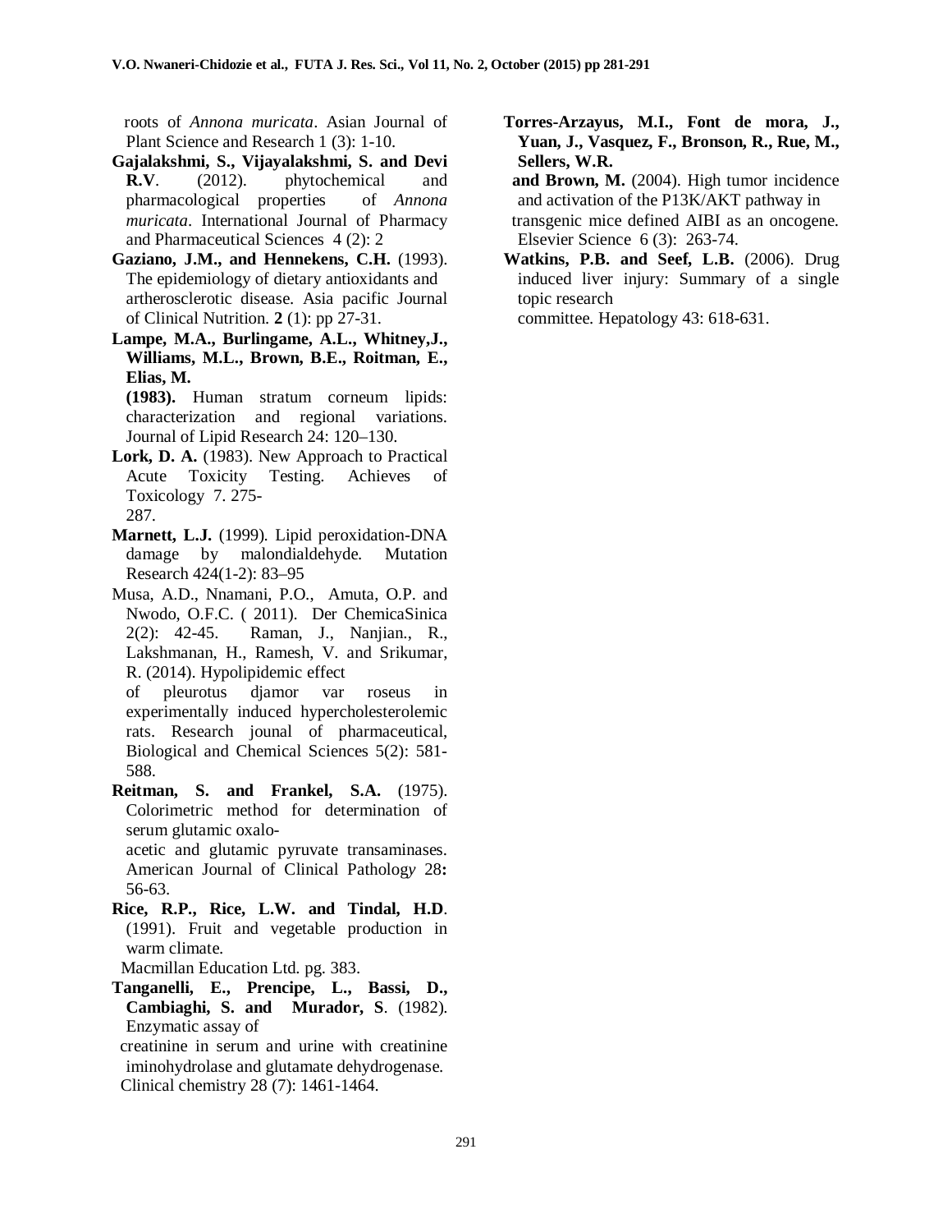roots of *Annona muricata*. Asian Journal of Plant Science and Research 1 (3): 1-10.

**Gajalakshmi, S., Vijayalakshmi, S. and Devi R.V**. (2012). phytochemical and pharmacological properties of *Annona muricata*. International Journal of Pharmacy and Pharmaceutical Sciences 4 (2): 2

**Gaziano, J.M., and Hennekens, C.H.** (1993). The epidemiology of dietary antioxidants and artherosclerotic disease. Asia pacific Journal of Clinical Nutrition. **2** (1): pp 27-31.

**Lampe, M.A., Burlingame, A.L., Whitney,J., Williams, M.L., Brown, B.E., Roitman, E., Elias, M. (1983).** Human stratum corneum lipids: characterization and regional variations. Journal of Lipid Research 24: 120–130.

**Lork, D. A.** (1983). New Approach to Practical Acute Toxicity Testing. Achieves of Toxicology 7. 275-287.

**Marnett, L.J.** (1999). Lipid peroxidation-DNA damage by malondialdehyde. Mutation Research 424(1-2): 83–95

Musa, A.D., Nnamani, P.O., Amuta, O.P. and Nwodo, O.F.C. ( 2011). Der ChemicaSinica 2(2): 42-45. Raman, J., Nanjian., R., Lakshmanan, H., Ramesh, V. and Srikumar, R. (2014). Hypolipidemic effect of pleurotus djamor var roseus in experimentally induced hypercholesterolemic rats. Research jounal of pharmaceutical, Biological and Chemical Sciences 5(2): 581-588.

**Reitman, S. and Frankel, S.A.** (1975). Colorimetric method for determination of serum glutamic oxalo-acetic and glutamic pyruvate transaminases. American Journal of Clinical Pathology 28**:** 56-63.

**Rice, R.P., Rice, L.W. and Tindal, H.D**. (1991). Fruit and vegetable production in warm climate. Macmillan Education Ltd. pg. 383.

**Tanganelli, E., Prencipe, L., Bassi, D., Cambiaghi, S. and Murador, S**. (1982). Enzymatic assay of creatinine in serum and urine with creatinine iminohydrolase and glutamate dehydrogenase. Clinical chemistry 28 (7): 1461-1464.

**Torres-Arzayus, M.I., Font de mora, J., Yuan, J., Vasquez, F., Bronson, R., Rue, M., Sellers, W.R. and Brown, M.** (2004). High tumor incidence and activation of the P13K/AKT pathway in transgenic mice defined AIBI as an oncogene. Elsevier Science 6 (3): 263-74.

**Watkins, P.B. and Seef, L.B.** (2006). Drug induced liver injury: Summary of a single topic research committee. Hepatology 43: 618-631.